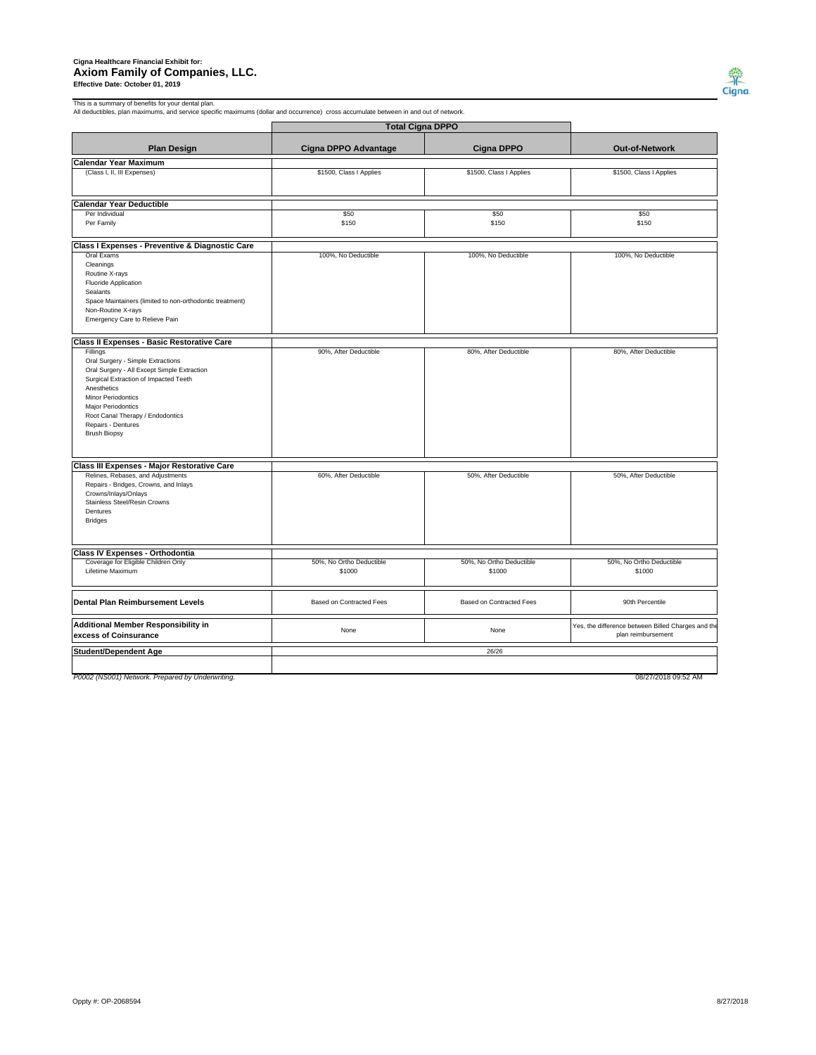Cigna Healthcare Financial Exhibit for:

# Axiom Family of Companies, LLC.

**Effective Date: October 01, 2019**

This is a summary of benefits for your dental plan.
All deductibles, plan maximums, and service specific maximums (dollar and occurrence) cross accumulate between in and out of network.

| | Total Cigna DPPO | | |
|---|---|---|---|
| **Plan Design** | **Cigna DPPO Advantage** | **Cigna DPPO** | **Out-of-Network** |
| **Calendar Year Maximum** | | | |
| (Class I, II, III Expenses) | $1500, Class I Applies | $1500, Class I Applies | $1500, Class I Applies |
| **Calendar Year Deductible** | | | |
| Per Individual | $50 | $50 | $50 |
| Per Family | $150 | $150 | $150 |
| **Class I Expenses - Preventive & Diagnostic Care** | | | |
| Oral Exams<br>Cleanings<br>Routine X-rays<br>Fluoride Application<br>Sealants<br>Space Maintainers (limited to non-orthodontic treatment)<br>Non-Routine X-rays<br>Emergency Care to Relieve Pain | 100%, No Deductible | 100%, No Deductible | 100%, No Deductible |
| **Class II Expenses - Basic Restorative Care** | | | |
| Fillings<br>Oral Surgery - Simple Extractions<br>Oral Surgery - All Except Simple Extraction<br>Surgical Extraction of Impacted Teeth<br>Anesthetics<br>Minor Periodontics<br>Major Periodontics<br>Root Canal Therapy / Endodontics<br>Repairs - Dentures<br>Brush Biopsy | 90%, After Deductible | 80%, After Deductible | 80%, After Deductible |
| **Class III Expenses - Major Restorative Care** | | | |
| Relines, Rebases, and Adjustments<br>Repairs - Bridges, Crowns, and Inlays<br>Crowns/Inlays/Onlays<br>Stainless Steel/Resin Crowns<br>Dentures<br>Bridges | 60%, After Deductible | 50%, After Deductible | 50%, After Deductible |
| **Class IV Expenses - Orthodontia** | | | |
| Coverage for Eligible Children Only | 50%, No Ortho Deductible | 50%, No Ortho Deductible | 50%, No Ortho Deductible |
| Lifetime Maximum | $1000 | $1000 | $1000 |
| **Dental Plan Reimbursement Levels** | Based on Contracted Fees | Based on Contracted Fees | 90th Percentile |
| **Additional Member Responsibility in excess of Coinsurance** | None | None | Yes, the difference between Billed Charges and the plan reimbursement |
| **Student/Dependent Age** | 26/26 | | |

*P0002 (NS001) Network. Prepared by Underwriting.* 08/27/2018 09:52 AM

Oppty #: OP-2068594 8/27/2018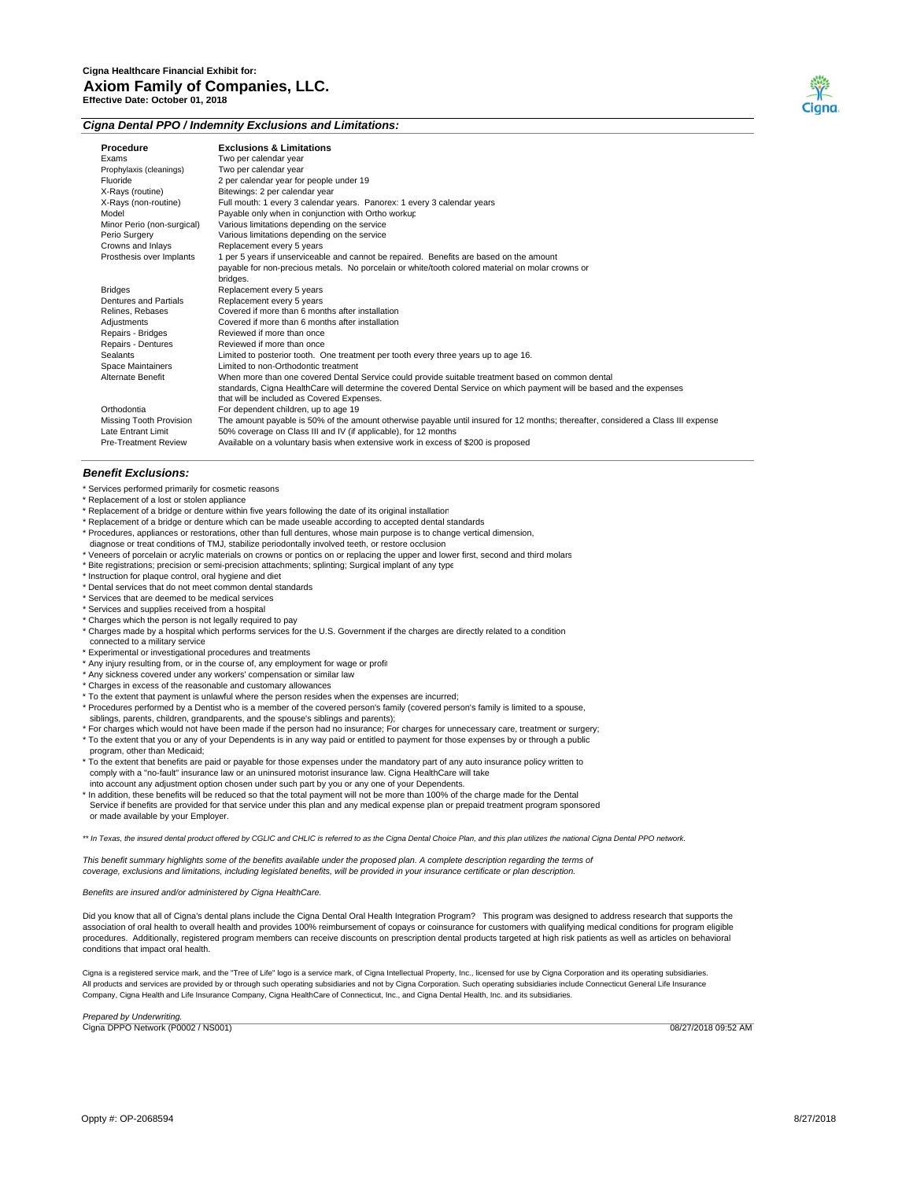**Cigna Healthcare Financial Exhibit for:**

## Axiom Family of Companies, LLC.

**Effective Date: October 01, 2018**

### *Cigna Dental PPO / Indemnity Exclusions and Limitations:*

| Procedure | Exclusions & Limitations |
|---|---|
| Exams | Two per calendar year |
| Prophylaxis (cleanings) | Two per calendar year |
| Fluoride | 2 per calendar year for people under 19 |
| X-Rays (routine) | Bitewings: 2 per calendar year |
| X-Rays (non-routine) | Full mouth: 1 every 3 calendar years. Panorex: 1 every 3 calendar years |
| Model | Payable only when in conjunction with Ortho workup |
| Minor Perio (non-surgical) | Various limitations depending on the service |
| Perio Surgery | Various limitations depending on the service |
| Crowns and Inlays | Replacement every 5 years |
| Prosthesis over Implants | 1 per 5 years if unserviceable and cannot be repaired. Benefits are based on the amount payable for non-precious metals. No porcelain or white/tooth colored material on molar crowns or bridges. |
| Bridges | Replacement every 5 years |
| Dentures and Partials | Replacement every 5 years |
| Relines, Rebases | Covered if more than 6 months after installation |
| Adjustments | Covered if more than 6 months after installation |
| Repairs - Bridges | Reviewed if more than once |
| Repairs - Dentures | Reviewed if more than once |
| Sealants | Limited to posterior tooth. One treatment per tooth every three years up to age 16. |
| Space Maintainers | Limited to non-Orthodontic treatment |
| Alternate Benefit | When more than one covered Dental Service could provide suitable treatment based on common dental standards, Cigna HealthCare will determine the covered Dental Service on which payment will be based and the expenses that will be included as Covered Expenses. |
| Orthodontia | For dependent children, up to age 19 |
| Missing Tooth Provision | The amount payable is 50% of the amount otherwise payable until insured for 12 months; thereafter, considered a Class III expense |
| Late Entrant Limit | 50% coverage on Class III and IV (if applicable), for 12 months |
| Pre-Treatment Review | Available on a voluntary basis when extensive work in excess of $200 is proposed |

### *Benefit Exclusions:*

* Services performed primarily for cosmetic reasons
* Replacement of a lost or stolen appliance
* Replacement of a bridge or denture within five years following the date of its original installation
* Replacement of a bridge or denture which can be made useable according to accepted dental standards
* Procedures, appliances or restorations, other than full dentures, whose main purpose is to change vertical dimension, diagnose or treat conditions of TMJ, stabilize periodontally involved teeth, or restore occlusion
* Veneers of porcelain or acrylic materials on crowns or pontics on or replacing the upper and lower first, second and third molars
* Bite registrations; precision or semi-precision attachments; splinting; Surgical implant of any type
* Instruction for plaque control, oral hygiene and diet
* Dental services that do not meet common dental standards
* Services that are deemed to be medical services
* Services and supplies received from a hospital
* Charges which the person is not legally required to pay
* Charges made by a hospital which performs services for the U.S. Government if the charges are directly related to a condition connected to a military service
* Experimental or investigational procedures and treatments
* Any injury resulting from, or in the course of, any employment for wage or profit
* Any sickness covered under any workers' compensation or similar law
* Charges in excess of the reasonable and customary allowances
* To the extent that payment is unlawful where the person resides when the expenses are incurred;
* Procedures performed by a Dentist who is a member of the covered person's family (covered person's family is limited to a spouse, siblings, parents, children, grandparents, and the spouse's siblings and parents);
* For charges which would not have been made if the person had no insurance; For charges for unnecessary care, treatment or surgery;
* To the extent that you or any of your Dependents is in any way paid or entitled to payment for those expenses by or through a public program, other than Medicaid;
* To the extent that benefits are paid or payable for those expenses under the mandatory part of any auto insurance policy written to comply with a "no-fault" insurance law or an uninsured motorist insurance law. Cigna HealthCare will take into account any adjustment option chosen under such part by you or any one of your Dependents.
* In addition, these benefits will be reduced so that the total payment will not be more than 100% of the charge made for the Dental Service if benefits are provided for that service under this plan and any medical expense plan or prepaid treatment program sponsored or made available by your Employer.

*** In Texas, the insured dental product offered by CGLIC and CHLIC is referred to as the Cigna Dental Choice Plan, and this plan utilizes the national Cigna Dental PPO network.*

*This benefit summary highlights some of the benefits available under the proposed plan. A complete description regarding the terms of coverage, exclusions and limitations, including legislated benefits, will be provided in your insurance certificate or plan description.*

*Benefits are insured and/or administered by Cigna HealthCare.*

Did you know that all of Cigna's dental plans include the Cigna Dental Oral Health Integration Program? This program was designed to address research that supports the association of oral health to overall health and provides 100% reimbursement of copays or coinsurance for customers with qualifying medical conditions for program eligible procedures. Additionally, registered program members can receive discounts on prescription dental products targeted at high risk patients as well as articles on behavioral conditions that impact oral health.

Cigna is a registered service mark, and the "Tree of Life" logo is a service mark, of Cigna Intellectual Property, Inc., licensed for use by Cigna Corporation and its operating subsidiaries. All products and services are provided by or through such operating subsidiaries and not by Cigna Corporation. Such operating subsidiaries include Connecticut General Life Insurance Company, Cigna Health and Life Insurance Company, Cigna HealthCare of Connecticut, Inc., and Cigna Dental Health, Inc. and its subsidiaries.

*Prepared by Underwriting.*

Cigna DPPO Network (P0002 / NS001) 08/27/2018 09:52 AM

Oppty #: OP-2068594 8/27/2018